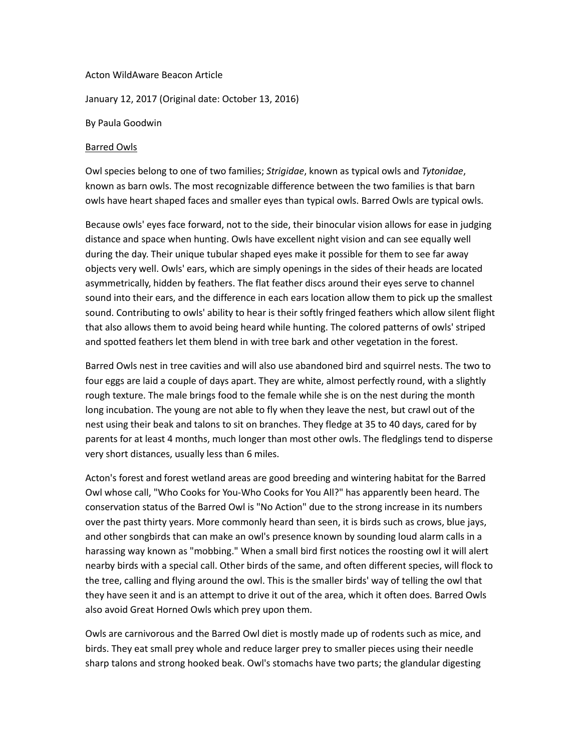Acton WildAware Beacon Article

January 12, 2017 (Original date: October 13, 2016)

By Paula Goodwin

<u>Barred Owls</u>

Owl species belong to one of two families; *Strigidae*, known as typical owls and *Tytonidae*, known as barn owls. The most recognizable difference between the two families is that barn owls have heart shaped faces and smaller eyes than typical owls. Barred Owls are typical owls.

Because owls' eyes face forward, not to the side, their binocular vision allows for ease in judging distance and space when hunting. Owls have excellent night vision and can see equally well during the day. Their unique tubular shaped eyes make it possible for them to see far away objects very well. Owls' ears, which are simply openings in the sides of their heads are located asymmetrically, hidden by feathers. The flat feather discs around their eyes serve to channel sound into their ears, and the difference in each ears location allow them to pick up the smallest sound. Contributing to owls' ability to hear is their softly fringed feathers which allow silent flight that also allows them to avoid being heard while hunting. The colored patterns of owls' striped and spotted feathers let them blend in with tree bark and other vegetation in the forest.

Barred Owls nest in tree cavities and will also use abandoned bird and squirrel nests. The two to four eggs are laid a couple of days apart. They are white, almost perfectly round, with a slightly rough texture. The male brings food to the female while she is on the nest during the month long incubation. The young are not able to fly when they leave the nest, but crawl out of the nest using their beak and talons to sit on branches. They fledge at 35 to 40 days, cared for by parents for at least 4 months, much longer than most other owls. The fledglings tend to disperse very short distances, usually less than 6 miles.

Acton's forest and forest wetland areas are good breeding and wintering habitat for the Barred Owl whose call, "Who Cooks for You-Who Cooks for You All?" has apparently been heard. The conservation status of the Barred Owl is "No Action" due to the strong increase in its numbers over the past thirty years. More commonly heard than seen, it is birds such as crows, blue jays, and other songbirds that can make an owl's presence known by sounding loud alarm calls in a harassing way known as "mobbing." When a small bird first notices the roosting owl it will alert nearby birds with a special call. Other birds of the same, and often different species, will flock to the tree, calling and flying around the owl. This is the smaller birds' way of telling the owl that they have seen it and is an attempt to drive it out of the area, which it often does. Barred Owls also avoid Great Horned Owls which prey upon them.

Owls are carnivorous and the Barred Owl diet is mostly made up of rodents such as mice, and birds. They eat small prey whole and reduce larger prey to smaller pieces using their needle sharp talons and strong hooked beak. Owl's stomachs have two parts; the glandular digesting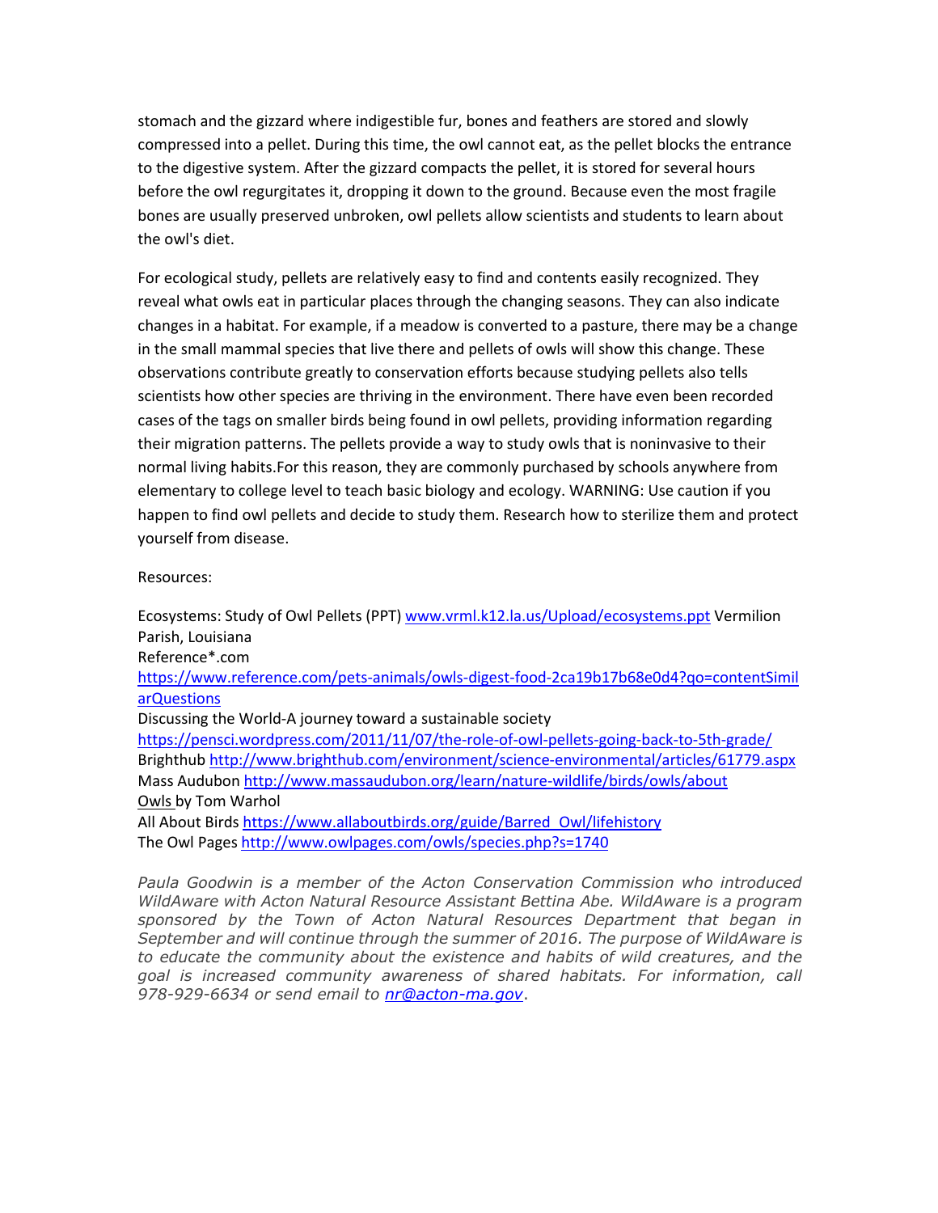stomach and the gizzard where indigestible fur, bones and feathers are stored and slowly compressed into a pellet. During this time, the owl cannot eat, as the pellet blocks the entrance to the digestive system. After the gizzard compacts the pellet, it is stored for several hours before the owl regurgitates it, dropping it down to the ground. Because even the most fragile bones are usually preserved unbroken, owl pellets allow scientists and students to learn about the owl's diet.

For ecological study, pellets are relatively easy to find and contents easily recognized. They reveal what owls eat in particular places through the changing seasons. They can also indicate changes in a habitat. For example, if a meadow is converted to a pasture, there may be a change in the small mammal species that live there and pellets of owls will show this change. These observations contribute greatly to conservation efforts because studying pellets also tells scientists how other species are thriving in the environment. There have even been recorded cases of the tags on smaller birds being found in owl pellets, providing information regarding their migration patterns. The pellets provide a way to study owls that is noninvasive to their normal living habits.For this reason, they are commonly purchased by schools anywhere from elementary to college level to teach basic biology and ecology. WARNING: Use caution if you happen to find owl pellets and decide to study them. Research how to sterilize them and protect yourself from disease.

Resources:

Ecosystems: Study of Owl Pellets (PPT) [www.vrml.k12.la.us/Upload/ecosystems.ppt](www.vrml.k12.la.us/Upload/ecosystems.ppt) Vermilion Parish, Louisiana
Reference*.com
[https://www.reference.com/pets-animals/owls-digest-food-2ca19b17b68e0d4?qo=contentSimilarQuestions](https://www.reference.com/pets-animals/owls-digest-food-2ca19b17b68e0d4?qo=contentSimilarQuestions)
Discussing the World-A journey toward a sustainable society
[https://pensci.wordpress.com/2011/11/07/the-role-of-owl-pellets-going-back-to-5th-grade/](https://pensci.wordpress.com/2011/11/07/the-role-of-owl-pellets-going-back-to-5th-grade/)
Brighthub [http://www.brighthub.com/environment/science-environmental/articles/61779.aspx](http://www.brighthub.com/environment/science-environmental/articles/61779.aspx)
Mass Audubon [http://www.massaudubon.org/learn/nature-wildlife/birds/owls/about](http://www.massaudubon.org/learn/nature-wildlife/birds/owls/about)
Owls by Tom Warhol
All About Birds [https://www.allaboutbirds.org/guide/Barred_Owl/lifehistory](https://www.allaboutbirds.org/guide/Barred_Owl/lifehistory)
The Owl Pages [http://www.owlpages.com/owls/species.php?s=1740](http://www.owlpages.com/owls/species.php?s=1740)

*Paula Goodwin is a member of the Acton Conservation Commission who introduced WildAware with Acton Natural Resource Assistant Bettina Abe. WildAware is a program sponsored by the Town of Acton Natural Resources Department that began in September and will continue through the summer of 2016. The purpose of WildAware is to educate the community about the existence and habits of wild creatures, and the goal is increased community awareness of shared habitats. For information, call 978-929-6634 or send email to [nr@acton-ma.gov](mailto:nr@acton-ma.gov).*